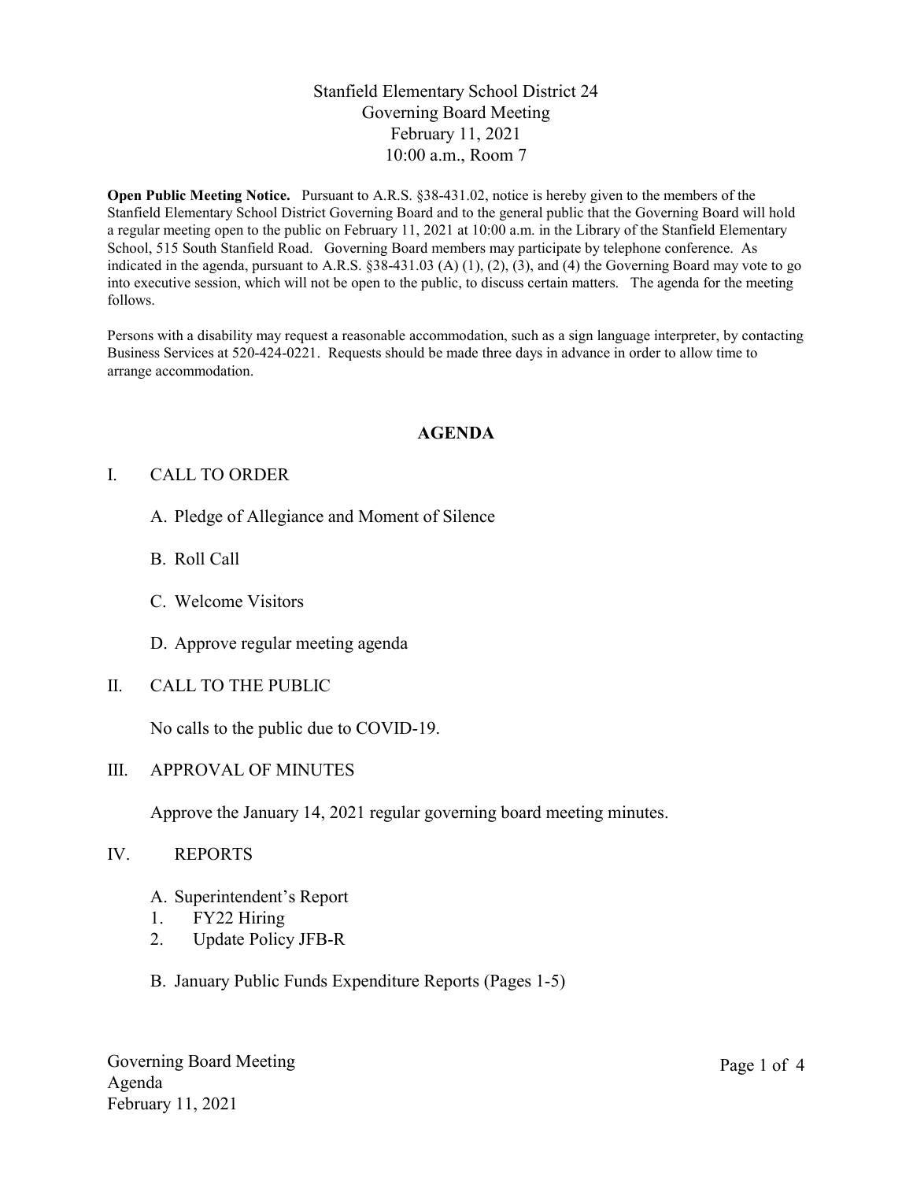# Stanfield Elementary School District 24
## Governing Board Meeting
## February 11, 2021
## 10:00 a.m., Room 7

**Open Public Meeting Notice.** Pursuant to A.R.S. §38-431.02, notice is hereby given to the members of the Stanfield Elementary School District Governing Board and to the general public that the Governing Board will hold a regular meeting open to the public on February 11, 2021 at 10:00 a.m. in the Library of the Stanfield Elementary School, 515 South Stanfield Road. Governing Board members may participate by telephone conference. As indicated in the agenda, pursuant to A.R.S. §38-431.03 (A) (1), (2), (3), and (4) the Governing Board may vote to go into executive session, which will not be open to the public, to discuss certain matters. The agenda for the meeting follows.

Persons with a disability may request a reasonable accommodation, such as a sign language interpreter, by contacting Business Services at 520-424-0221. Requests should be made three days in advance in order to allow time to arrange accommodation.

## AGENDA

I. CALL TO ORDER

A. Pledge of Allegiance and Moment of Silence

B. Roll Call

C. Welcome Visitors

D. Approve regular meeting agenda

II. CALL TO THE PUBLIC

No calls to the public due to COVID-19.

III. APPROVAL OF MINUTES

Approve the January 14, 2021 regular governing board meeting minutes.

IV. REPORTS

A. Superintendent's Report
1. FY22 Hiring
2. Update Policy JFB-R

B. January Public Funds Expenditure Reports (Pages 1-5)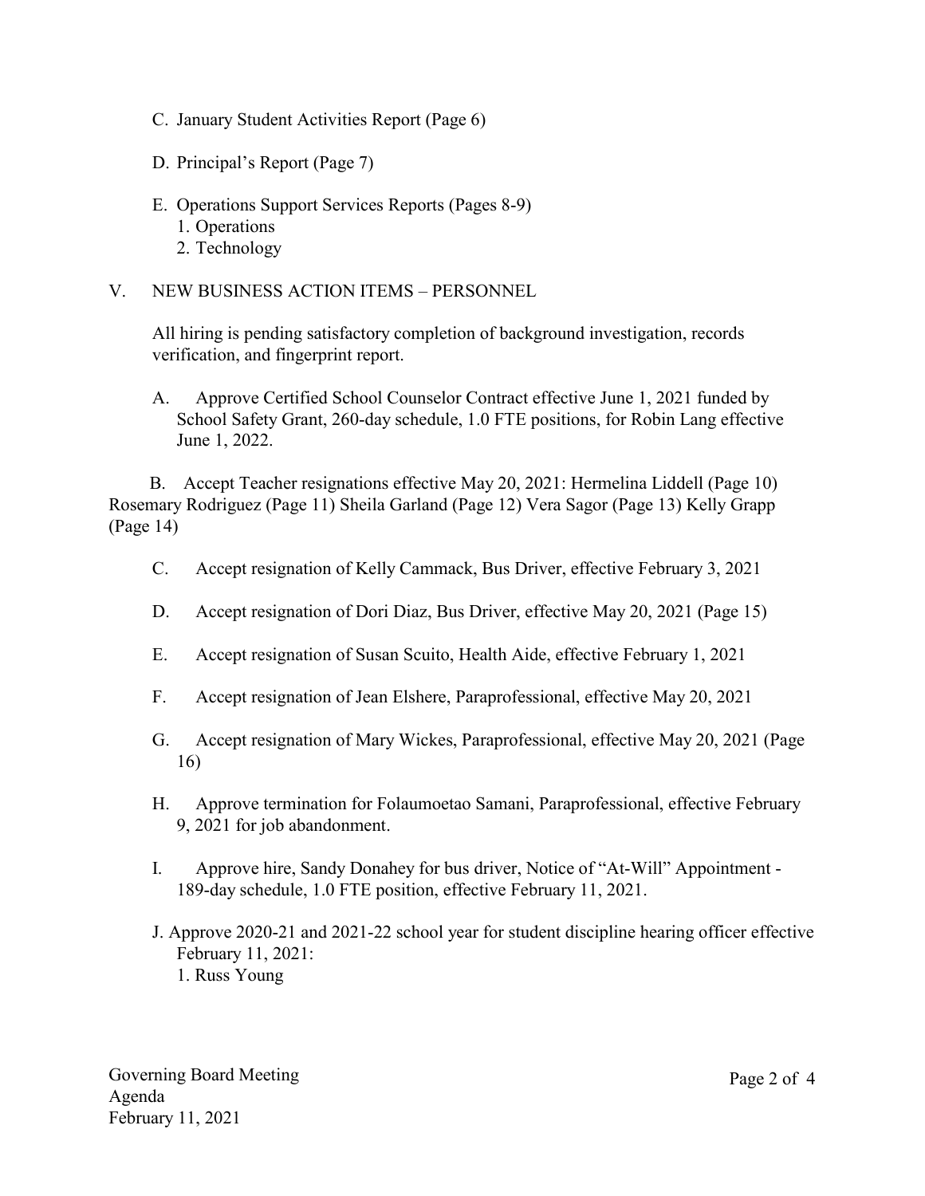C. January Student Activities Report (Page 6)

D. Principal's Report (Page 7)

E. Operations Support Services Reports (Pages 8-9)
   1. Operations
   2. Technology

V. NEW BUSINESS ACTION ITEMS – PERSONNEL

All hiring is pending satisfactory completion of background investigation, records verification, and fingerprint report.

A. Approve Certified School Counselor Contract effective June 1, 2021 funded by School Safety Grant, 260-day schedule, 1.0 FTE positions, for Robin Lang effective June 1, 2022.

B. Accept Teacher resignations effective May 20, 2021: Hermelina Liddell (Page 10) Rosemary Rodriguez (Page 11) Sheila Garland (Page 12) Vera Sagor (Page 13) Kelly Grapp (Page 14)

C. Accept resignation of Kelly Cammack, Bus Driver, effective February 3, 2021

D. Accept resignation of Dori Diaz, Bus Driver, effective May 20, 2021 (Page 15)

E. Accept resignation of Susan Scuito, Health Aide, effective February 1, 2021

F. Accept resignation of Jean Elshere, Paraprofessional, effective May 20, 2021

G. Accept resignation of Mary Wickes, Paraprofessional, effective May 20, 2021 (Page 16)

H. Approve termination for Folaumoetao Samani, Paraprofessional, effective February 9, 2021 for job abandonment.

I. Approve hire, Sandy Donahey for bus driver, Notice of "At-Will" Appointment - 189-day schedule, 1.0 FTE position, effective February 11, 2021.

J. Approve 2020-21 and 2021-22 school year for student discipline hearing officer effective February 11, 2021:
   1. Russ Young

Governing Board Meeting
Agenda
February 11, 2021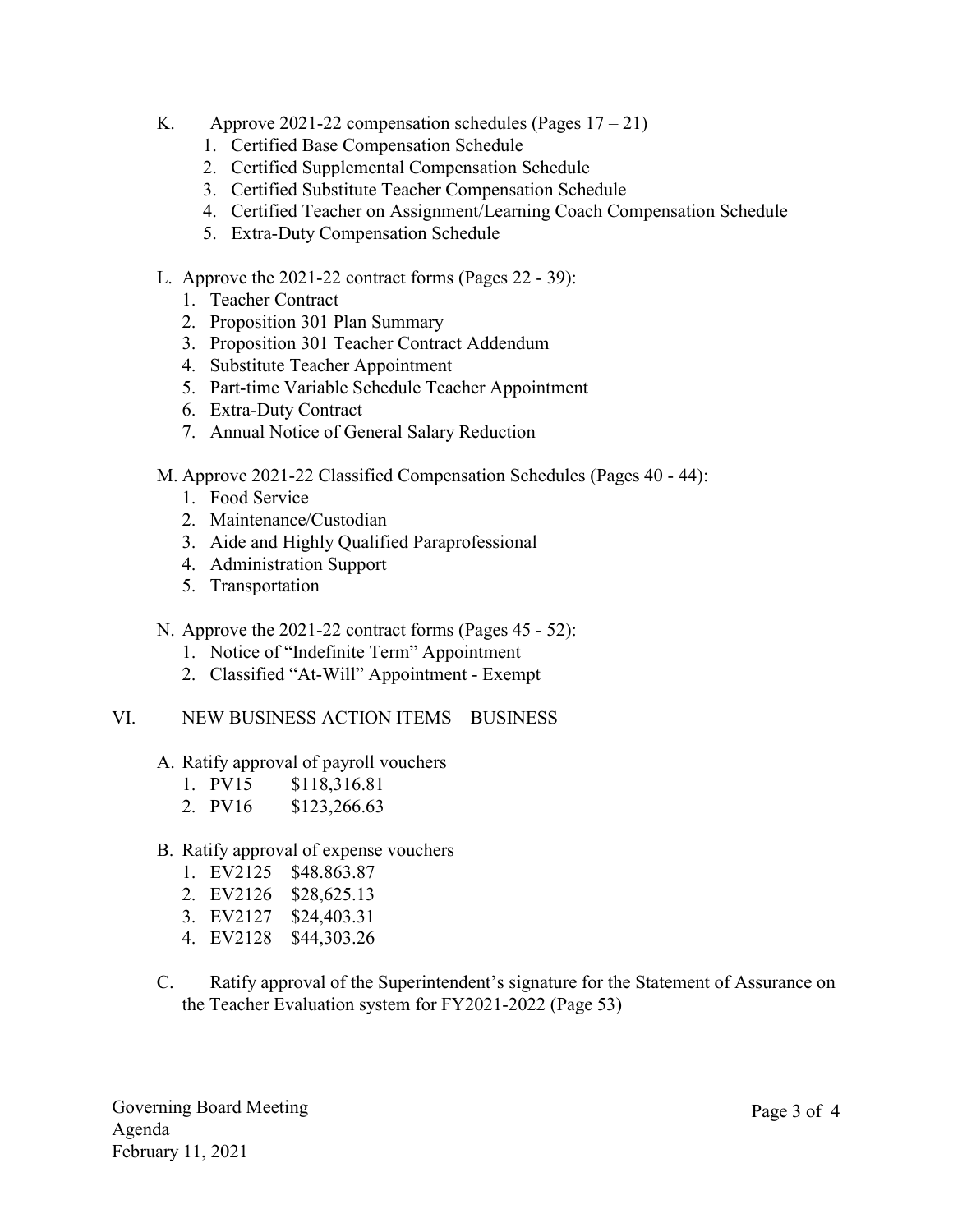K. Approve 2021-22 compensation schedules (Pages 17 – 21)
   1. Certified Base Compensation Schedule
   2. Certified Supplemental Compensation Schedule
   3. Certified Substitute Teacher Compensation Schedule
   4. Certified Teacher on Assignment/Learning Coach Compensation Schedule
   5. Extra-Duty Compensation Schedule

L. Approve the 2021-22 contract forms (Pages 22 - 39):
   1. Teacher Contract
   2. Proposition 301 Plan Summary
   3. Proposition 301 Teacher Contract Addendum
   4. Substitute Teacher Appointment
   5. Part-time Variable Schedule Teacher Appointment
   6. Extra-Duty Contract
   7. Annual Notice of General Salary Reduction

M. Approve 2021-22 Classified Compensation Schedules (Pages 40 - 44):
   1. Food Service
   2. Maintenance/Custodian
   3. Aide and Highly Qualified Paraprofessional
   4. Administration Support
   5. Transportation

N. Approve the 2021-22 contract forms (Pages 45 - 52):
   1. Notice of "Indefinite Term" Appointment
   2. Classified "At-Will" Appointment - Exempt

VI. NEW BUSINESS ACTION ITEMS – BUSINESS

A. Ratify approval of payroll vouchers
   1. PV15 $118,316.81
   2. PV16 $123,266.63

B. Ratify approval of expense vouchers
   1. EV2125 $48.863.87
   2. EV2126 $28,625.13
   3. EV2127 $24,403.31
   4. EV2128 $44,303.26

C. Ratify approval of the Superintendent's signature for the Statement of Assurance on the Teacher Evaluation system for FY2021-2022 (Page 53)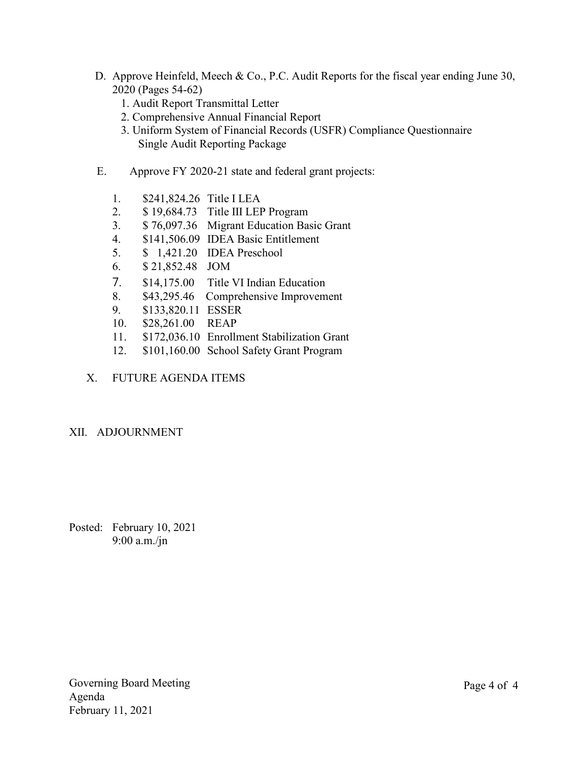D. Approve Heinfeld, Meech & Co., P.C. Audit Reports for the fiscal year ending June 30, 2020 (Pages 54-62)
   1. Audit Report Transmittal Letter
   2. Comprehensive Annual Financial Report
   3. Uniform System of Financial Records (USFR) Compliance Questionnaire Single Audit Reporting Package

E. Approve FY 2020-21 state and federal grant projects:

   1. $241,824.26 Title I LEA
   2. $ 19,684.73 Title III LEP Program
   3. $ 76,097.36 Migrant Education Basic Grant
   4. $141,506.09 IDEA Basic Entitlement
   5. $ 1,421.20 IDEA Preschool
   6. $ 21,852.48 JOM
   7. $14,175.00 Title VI Indian Education
   8. $43,295.46 Comprehensive Improvement
   9. $133,820.11 ESSER
   10. $28,261.00 REAP
   11. $172,036.10 Enrollment Stabilization Grant
   12. $101,160.00 School Safety Grant Program

X. FUTURE AGENDA ITEMS

XII. ADJOURNMENT

Posted: February 10, 2021
9:00 a.m./jn

Governing Board Meeting
Agenda
February 11, 2021